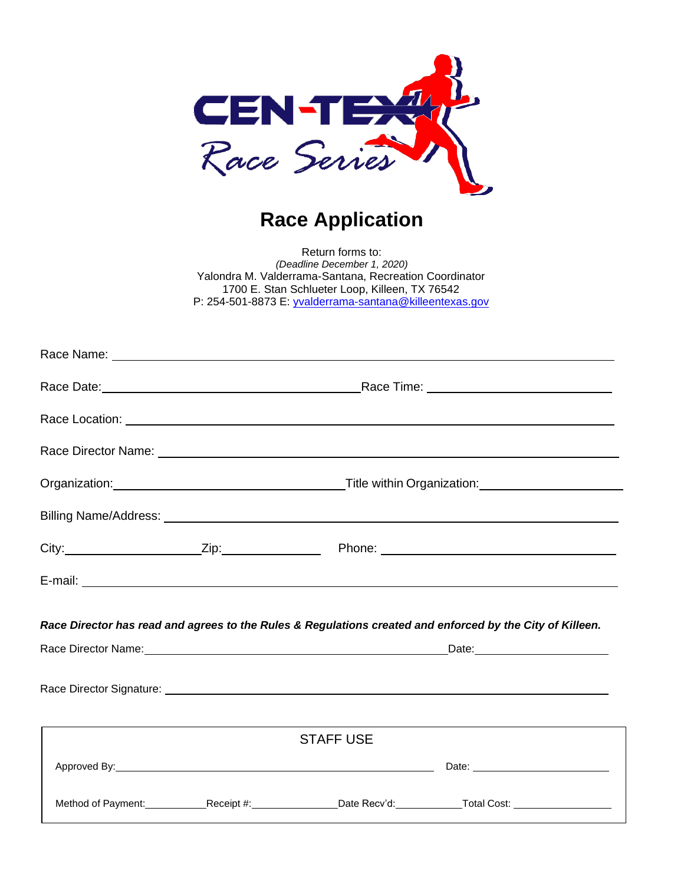CEN-TEX Race Series

# Race Application

Return forms to:
*(Deadline December 1, 2020)*
Yalondra M. Valderrama-Santana, Recreation Coordinator
1700 E. Stan Schlueter Loop, Killeen, TX 76542
P: 254-501-8873 E: yvalderrama-santana@killeentexas.gov

Race Name: \_\_\_\_\_\_\_\_\_\_\_\_\_\_\_\_\_\_\_\_\_\_\_\_\_\_\_\_\_\_\_\_\_\_\_\_\_\_\_\_

Race Date: \_\_\_\_\_\_\_\_\_\_\_\_\_\_\_\_\_\_\_\_ Race Time: \_\_\_\_\_\_\_\_\_\_\_\_\_\_\_\_\_\_\_\_

Race Location: \_\_\_\_\_\_\_\_\_\_\_\_\_\_\_\_\_\_\_\_\_\_\_\_\_\_\_\_\_\_\_\_\_\_\_\_\_\_\_\_

Race Director Name: \_\_\_\_\_\_\_\_\_\_\_\_\_\_\_\_\_\_\_\_\_\_\_\_\_\_\_\_\_\_\_\_\_\_\_\_\_\_\_\_

Organization: \_\_\_\_\_\_\_\_\_\_\_\_\_\_\_\_\_\_\_\_ Title within Organization: \_\_\_\_\_\_\_\_\_\_\_\_\_\_\_\_\_\_\_\_

Billing Name/Address: \_\_\_\_\_\_\_\_\_\_\_\_\_\_\_\_\_\_\_\_\_\_\_\_\_\_\_\_\_\_\_\_\_\_\_\_\_\_\_\_

City: \_\_\_\_\_\_\_\_\_\_\_\_\_\_\_\_\_\_\_\_ Zip: \_\_\_\_\_\_\_\_\_\_\_\_\_\_\_\_\_\_\_\_ Phone: \_\_\_\_\_\_\_\_\_\_\_\_\_\_\_\_\_\_\_\_

E-mail: \_\_\_\_\_\_\_\_\_\_\_\_\_\_\_\_\_\_\_\_\_\_\_\_\_\_\_\_\_\_\_\_\_\_\_\_\_\_\_\_

***Race Director has read and agrees to the Rules & Regulations created and enforced by the City of Killeen.***

Race Director Name: \_\_\_\_\_\_\_\_\_\_\_\_\_\_\_\_\_\_\_\_ Date: \_\_\_\_\_\_\_\_\_\_\_\_\_\_\_\_\_\_\_\_

Race Director Signature: \_\_\_\_\_\_\_\_\_\_\_\_\_\_\_\_\_\_\_\_\_\_\_\_\_\_\_\_\_\_\_\_\_\_\_\_\_\_\_\_

STAFF USE

Approved By: \_\_\_\_\_\_\_\_\_\_\_\_\_\_\_\_\_\_\_\_ Date: \_\_\_\_\_\_\_\_\_\_\_\_\_\_\_\_\_\_\_\_

Method of Payment: \_\_\_\_\_\_\_\_\_\_ Receipt #: \_\_\_\_\_\_\_\_\_\_ Date Recv'd: \_\_\_\_\_\_\_\_\_\_ Total Cost: \_\_\_\_\_\_\_\_\_\_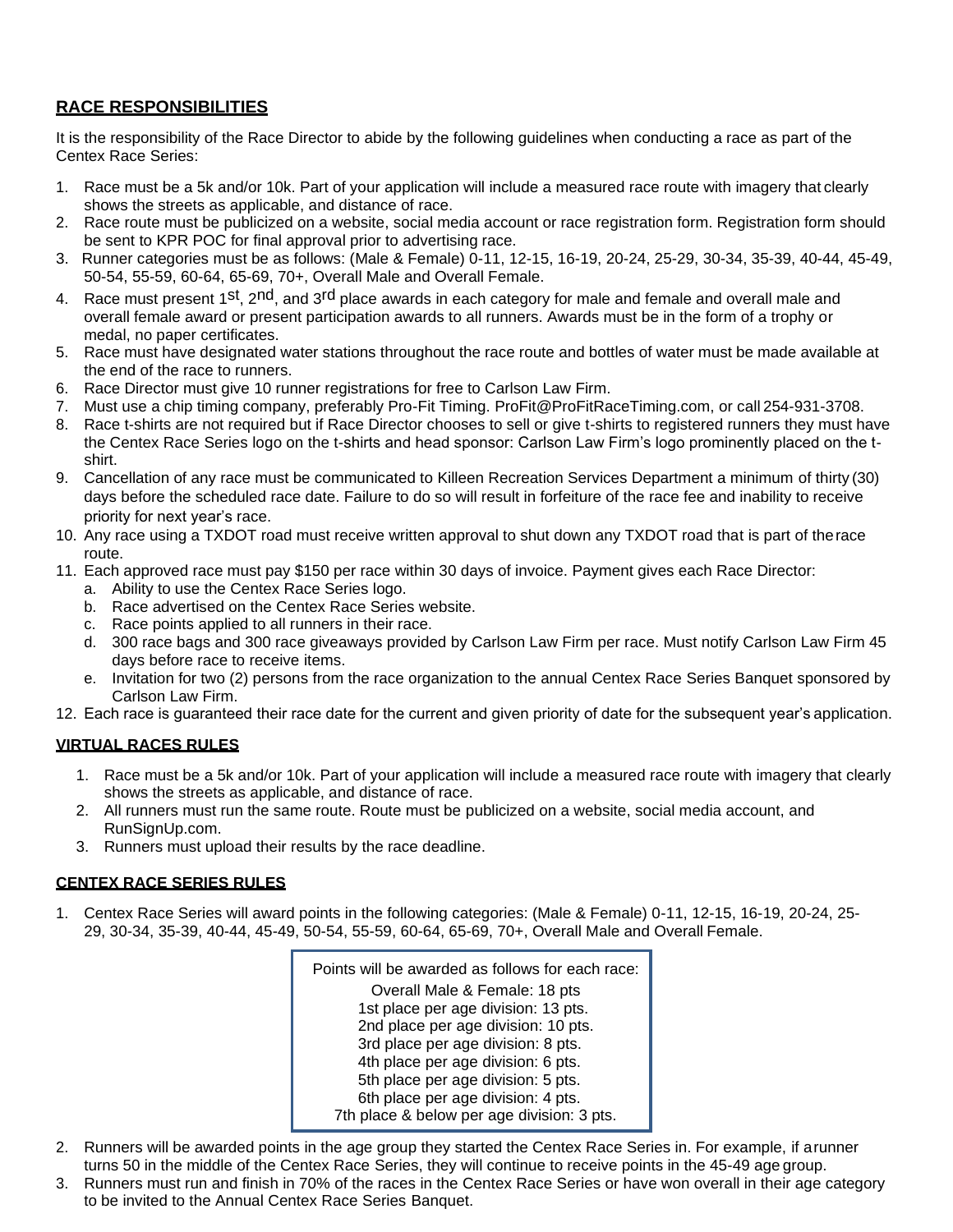## RACE RESPONSIBILITIES

It is the responsibility of the Race Director to abide by the following guidelines when conducting a race as part of the Centex Race Series:

1. Race must be a 5k and/or 10k. Part of your application will include a measured race route with imagery that clearly shows the streets as applicable, and distance of race.
2. Race route must be publicized on a website, social media account or race registration form. Registration form should be sent to KPR POC for final approval prior to advertising race.
3. Runner categories must be as follows: (Male & Female) 0-11, 12-15, 16-19, 20-24, 25-29, 30-34, 35-39, 40-44, 45-49, 50-54, 55-59, 60-64, 65-69, 70+, Overall Male and Overall Female.
4. Race must present 1st, 2nd, and 3rd place awards in each category for male and female and overall male and overall female award or present participation awards to all runners. Awards must be in the form of a trophy or medal, no paper certificates.
5. Race must have designated water stations throughout the race route and bottles of water must be made available at the end of the race to runners.
6. Race Director must give 10 runner registrations for free to Carlson Law Firm.
7. Must use a chip timing company, preferably Pro-Fit Timing. ProFit@ProFitRaceTiming.com, or call 254-931-3708.
8. Race t-shirts are not required but if Race Director chooses to sell or give t-shirts to registered runners they must have the Centex Race Series logo on the t-shirts and head sponsor: Carlson Law Firm's logo prominently placed on the t-shirt.
9. Cancellation of any race must be communicated to Killeen Recreation Services Department a minimum of thirty (30) days before the scheduled race date. Failure to do so will result in forfeiture of the race fee and inability to receive priority for next year's race.
10. Any race using a TXDOT road must receive written approval to shut down any TXDOT road that is part of the race route.
11. Each approved race must pay $150 per race within 30 days of invoice. Payment gives each Race Director:
    a. Ability to use the Centex Race Series logo.
    b. Race advertised on the Centex Race Series website.
    c. Race points applied to all runners in their race.
    d. 300 race bags and 300 race giveaways provided by Carlson Law Firm per race. Must notify Carlson Law Firm 45 days before race to receive items.
    e. Invitation for two (2) persons from the race organization to the annual Centex Race Series Banquet sponsored by Carlson Law Firm.
12. Each race is guaranteed their race date for the current and given priority of date for the subsequent year's application.

## VIRTUAL RACES RULES

1. Race must be a 5k and/or 10k. Part of your application will include a measured race route with imagery that clearly shows the streets as applicable, and distance of race.
2. All runners must run the same route. Route must be publicized on a website, social media account, and RunSignUp.com.
3. Runners must upload their results by the race deadline.

## CENTEX RACE SERIES RULES

1. Centex Race Series will award points in the following categories: (Male & Female) 0-11, 12-15, 16-19, 20-24, 25-29, 30-34, 35-39, 40-44, 45-49, 50-54, 55-59, 60-64, 65-69, 70+, Overall Male and Overall Female.

Points will be awarded as follows for each race:
Overall Male & Female: 18 pts
1st place per age division: 13 pts.
2nd place per age division: 10 pts.
3rd place per age division: 8 pts.
4th place per age division: 6 pts.
5th place per age division: 5 pts.
6th place per age division: 4 pts.
7th place & below per age division: 3 pts.

2. Runners will be awarded points in the age group they started the Centex Race Series in. For example, if a runner turns 50 in the middle of the Centex Race Series, they will continue to receive points in the 45-49 age group.
3. Runners must run and finish in 70% of the races in the Centex Race Series or have won overall in their age category to be invited to the Annual Centex Race Series Banquet.